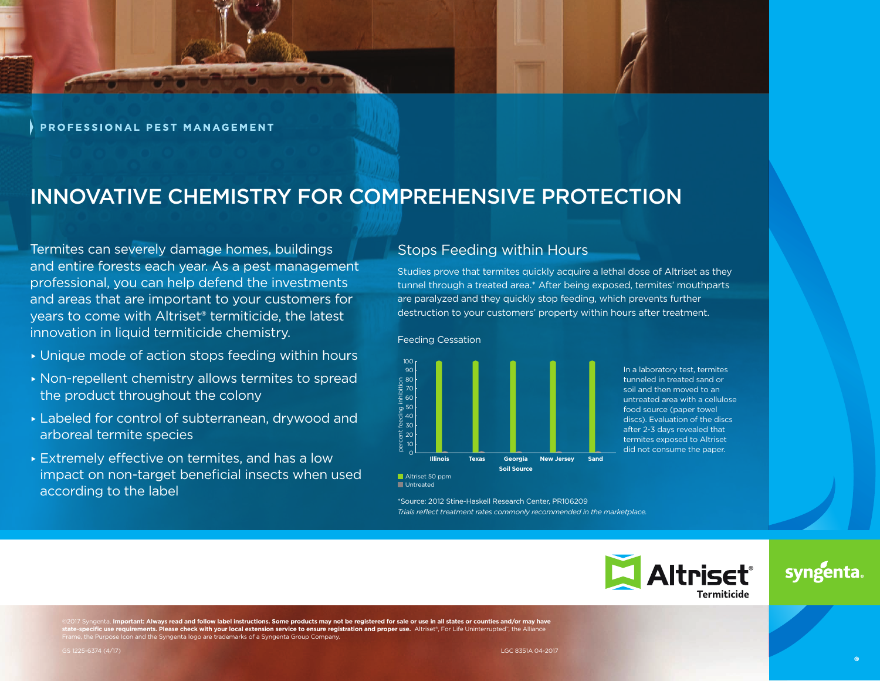PROFESSIONAL PEST MANAGEMENT

# INNOVATIVE CHEMISTRY FOR COMPREHENSIVE PROTECTION

Termites can severely damage homes, buildings and entire forests each year. As a pest management professional, you can help defend the investments and areas that are important to your customers for years to come with Altriset® termiticide, the latest innovation in liquid termiticide chemistry.

- Unique mode of action stops feeding within hours
- Non-repellent chemistry allows termites to spread the product throughout the colony
- Labeled for control of subterranean, drywood and arboreal termite species
- Extremely effective on termites, and has a low impact on non-target beneficial insects when used according to the label

## Stops Feeding within Hours

Studies prove that termites quickly acquire a lethal dose of Altriset as they tunnel through a treated area.* After being exposed, termites' mouthparts are paralyzed and they quickly stop feeding, which prevents further destruction to your customers' property within hours after treatment.

Feeding Cessation

| Soil Source | Altriset 50 ppm (percent feeding inhibition) | Untreated (percent feeding inhibition) |
|---|---|---|
| Illinois | 100 | 0 |
| Texas | 100 | 0 |
| Georgia | 100 | 0 |
| New Jersey | 100 | 0 |
| Sand | 100 | 0 |

In a laboratory test, termites tunneled in treated sand or soil and then moved to an untreated area with a cellulose food source (paper towel discs). Evaluation of the discs after 2-3 days revealed that termites exposed to Altriset did not consume the paper.

*Source: 2012 Stine-Haskell Research Center, PR106209
*Trials reflect treatment rates commonly recommended in the marketplace.*

Altriset® Termiticide

syngenta.

©2017 Syngenta. **Important: Always read and follow label instructions. Some products may not be registered for sale or use in all states or counties and/or may have state-specific use requirements. Please check with your local extension service to ensure registration and proper use.** Altriset®, For Life Uninterrupted™, the Alliance Frame, the Purpose Icon and the Syngenta logo are trademarks of a Syngenta Group Company.

GS 1225-6374 (4/17)

LGC 8351A 04-2017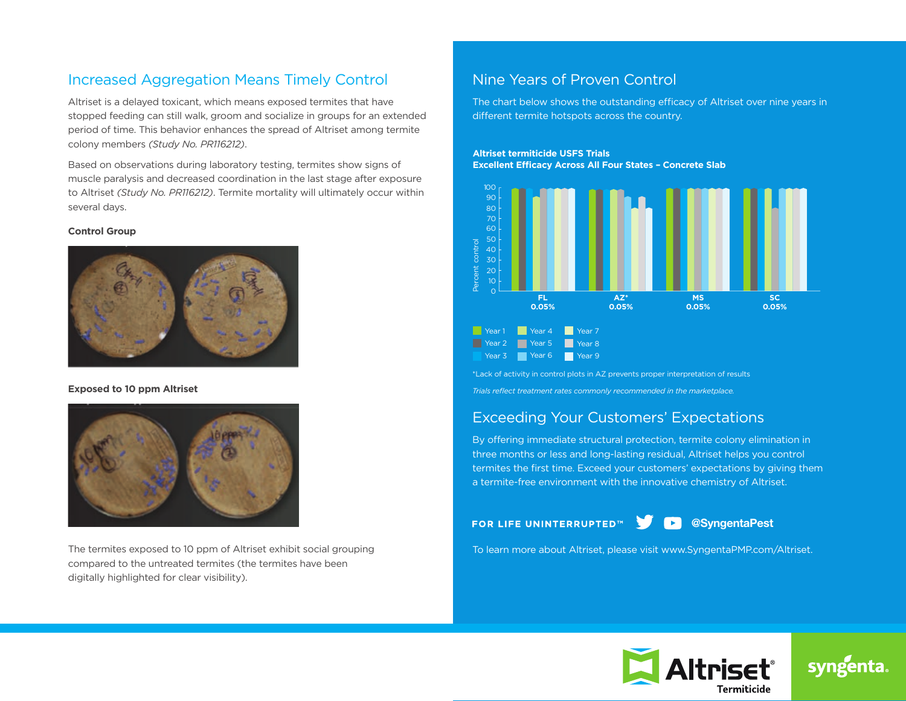## Increased Aggregation Means Timely Control

Altriset is a delayed toxicant, which means exposed termites that have stopped feeding can still walk, groom and socialize in groups for an extended period of time. This behavior enhances the spread of Altriset among termite colony members *(Study No. PR116212)*.

Based on observations during laboratory testing, termites show signs of muscle paralysis and decreased coordination in the last stage after exposure to Altriset *(Study No. PR116212)*. Termite mortality will ultimately occur within several days.

**Control Group**

**Exposed to 10 ppm Altriset**

The termites exposed to 10 ppm of Altriset exhibit social grouping compared to the untreated termites (the termites have been digitally highlighted for clear visibility).

## Nine Years of Proven Control

The chart below shows the outstanding efficacy of Altriset over nine years in different termite hotspots across the country.

**Altriset termiticide USFS Trials**
**Excellent Efficacy Across All Four States – Concrete Slab**

Percent control

100
90
80
70
60
50
40
30
20
10
0

FL 0.05%
AZ* 0.05%
MS 0.05%
SC 0.05%

Year 1
Year 2
Year 3
Year 4
Year 5
Year 6
Year 7
Year 8
Year 9

*Lack of activity in control plots in AZ prevents proper interpretation of results

*Trials reflect treatment rates commonly recommended in the marketplace.*

## Exceeding Your Customers' Expectations

By offering immediate structural protection, termite colony elimination in three months or less and long-lasting residual, Altriset helps you control termites the first time. Exceed your customers' expectations by giving them a termite-free environment with the innovative chemistry of Altriset.

FOR LIFE UNINTERRUPTED™ @SyngentaPest

To learn more about Altriset, please visit www.SyngentaPMP.com/Altriset.

Altriset® Termiticide

syngenta.